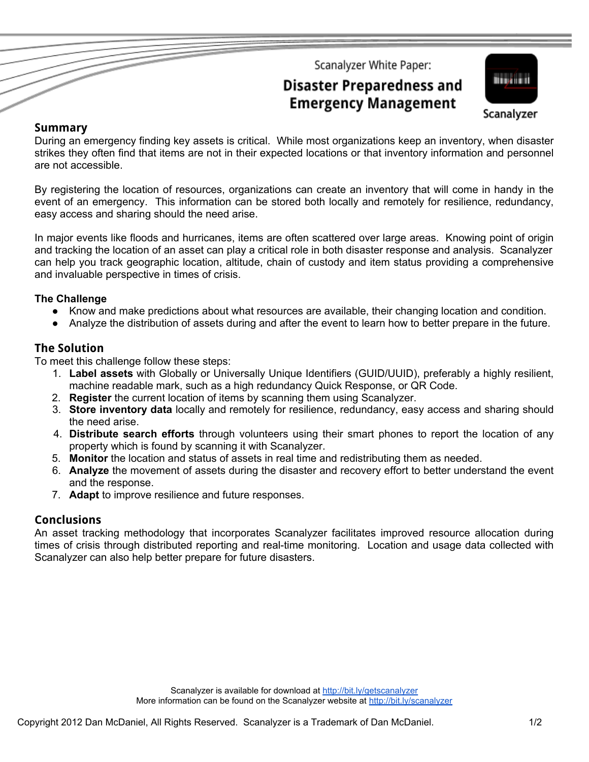Scanalyzer White Paper:

# Disaster Preparedness and Emergency Management

Scanalyzer

## Summary

During an emergency finding key assets is critical. While most organizations keep an inventory, when disaster strikes they often find that items are not in their expected locations or that inventory information and personnel are not accessible.

By registering the location of resources, organizations can create an inventory that will come in handy in the event of an emergency. This information can be stored both locally and remotely for resilience, redundancy, easy access and sharing should the need arise.

In major events like floods and hurricanes, items are often scattered over large areas. Knowing point of origin and tracking the location of an asset can play a critical role in both disaster response and analysis. Scanalyzer can help you track geographic location, altitude, chain of custody and item status providing a comprehensive and invaluable perspective in times of crisis.

### The Challenge

- Know and make predictions about what resources are available, their changing location and condition.
- Analyze the distribution of assets during and after the event to learn how to better prepare in the future.

## The Solution

To meet this challenge follow these steps:

1. **Label assets** with Globally or Universally Unique Identifiers (GUID/UUID), preferably a highly resilient, machine readable mark, such as a high redundancy Quick Response, or QR Code.
2. **Register** the current location of items by scanning them using Scanalyzer.
3. **Store inventory data** locally and remotely for resilience, redundancy, easy access and sharing should the need arise.
4. **Distribute search efforts** through volunteers using their smart phones to report the location of any property which is found by scanning it with Scanalyzer.
5. **Monitor** the location and status of assets in real time and redistributing them as needed.
6. **Analyze** the movement of assets during the disaster and recovery effort to better understand the event and the response.
7. **Adapt** to improve resilience and future responses.

## Conclusions

An asset tracking methodology that incorporates Scanalyzer facilitates improved resource allocation during times of crisis through distributed reporting and real-time monitoring. Location and usage data collected with Scanalyzer can also help better prepare for future disasters.

Scanalyzer is available for download at http://bit.ly/getscanalyzer
More information can be found on the Scanalyzer website at http://bit.ly/scanalyzer

Copyright 2012 Dan McDaniel, All Rights Reserved. Scanalyzer is a Trademark of Dan McDaniel.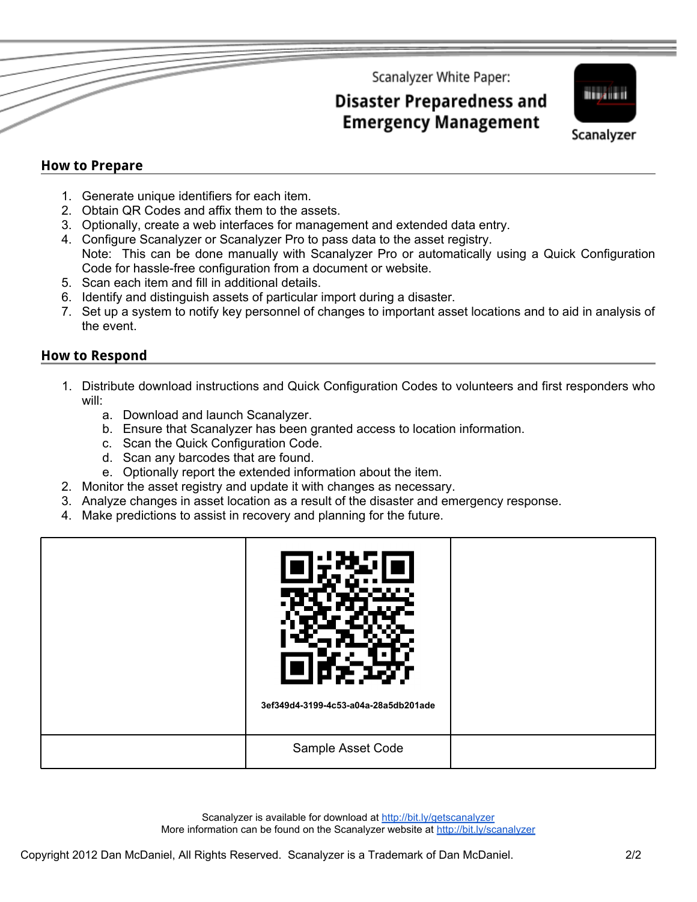Scanalyzer White Paper:

# Disaster Preparedness and Emergency Management

Scanalyzer

## How to Prepare

1. Generate unique identifiers for each item.
2. Obtain QR Codes and affix them to the assets.
3. Optionally, create a web interfaces for management and extended data entry.
4. Configure Scanalyzer or Scanalyzer Pro to pass data to the asset registry.
   Note: This can be done manually with Scanalyzer Pro or automatically using a Quick Configuration Code for hassle-free configuration from a document or website.
5. Scan each item and fill in additional details.
6. Identify and distinguish assets of particular import during a disaster.
7. Set up a system to notify key personnel of changes to important asset locations and to aid in analysis of the event.

## How to Respond

1. Distribute download instructions and Quick Configuration Codes to volunteers and first responders who will:
   a. Download and launch Scanalyzer.
   b. Ensure that Scanalyzer has been granted access to location information.
   c. Scan the Quick Configuration Code.
   d. Scan any barcodes that are found.
   e. Optionally report the extended information about the item.
2. Monitor the asset registry and update it with changes as necessary.
3. Analyze changes in asset location as a result of the disaster and emergency response.
4. Make predictions to assist in recovery and planning for the future.

| | | |
|---|---|---|
| | 3ef349d4-3199-4c53-a04a-28a5db201ade | |
| | Sample Asset Code | |

Scanalyzer is available for download at http://bit.ly/getscanalyzer
More information can be found on the Scanalyzer website at http://bit.ly/scanalyzer

Copyright 2012 Dan McDaniel, All Rights Reserved. Scanalyzer is a Trademark of Dan McDaniel.